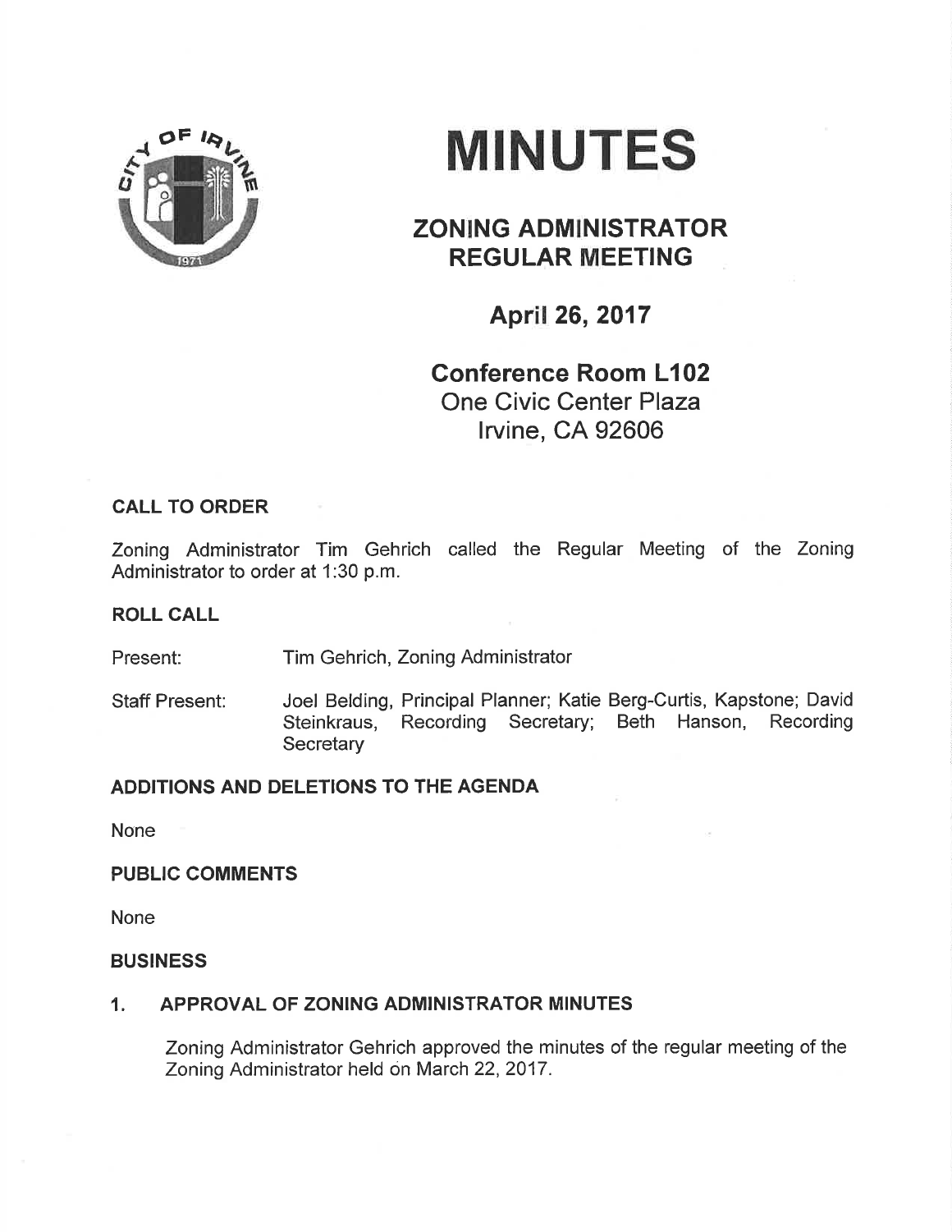# MINUTES

## ZONING ADMINISTRATOR REGULAR MEETING

### April 26, 2017

### Conference Room L102
One Civic Center Plaza
Irvine, CA 92606

**CALL TO ORDER**

Zoning Administrator Tim Gehrich called the Regular Meeting of the Zoning Administrator to order at 1:30 p.m.

**ROLL CALL**

Present: Tim Gehrich, Zoning Administrator

Staff Present: Joel Belding, Principal Planner; Katie Berg-Curtis, Kapstone; David Steinkraus, Recording Secretary; Beth Hanson, Recording Secretary

**ADDITIONS AND DELETIONS TO THE AGENDA**

None

**PUBLIC COMMENTS**

None

**BUSINESS**

**1. APPROVAL OF ZONING ADMINISTRATOR MINUTES**

Zoning Administrator Gehrich approved the minutes of the regular meeting of the Zoning Administrator held on March 22, 2017.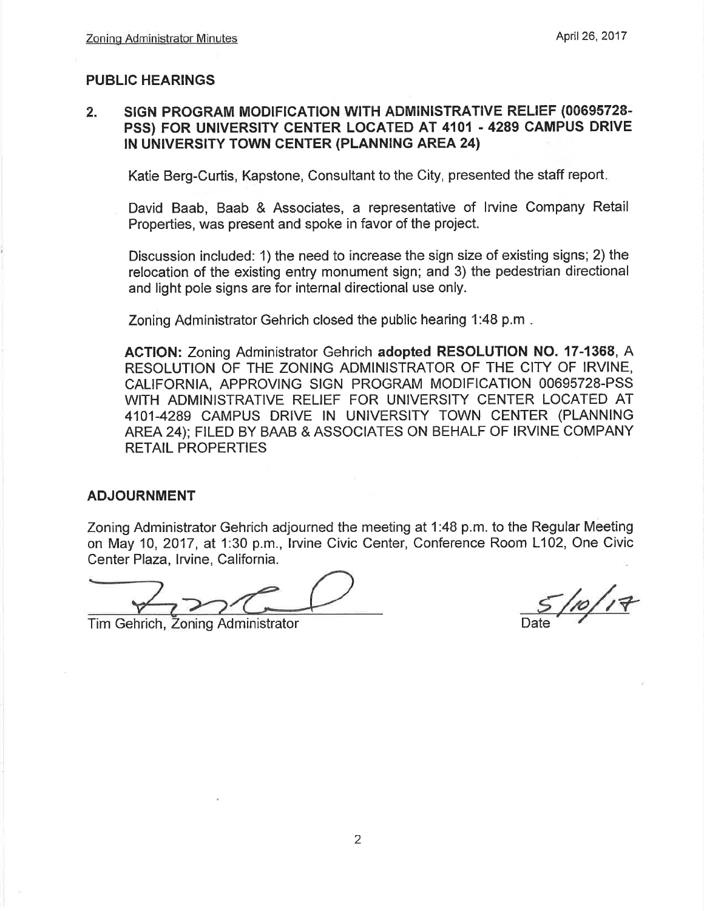## PUBLIC HEARINGS

2. **SIGN PROGRAM MODIFICATION WITH ADMINISTRATIVE RELIEF (00695728-PSS) FOR UNIVERSITY CENTER LOCATED AT 4101 - 4289 CAMPUS DRIVE IN UNIVERSITY TOWN CENTER (PLANNING AREA 24)**

   Katie Berg-Curtis, Kapstone, Consultant to the City, presented the staff report.

   David Baab, Baab & Associates, a representative of Irvine Company Retail Properties, was present and spoke in favor of the project.

   Discussion included: 1) the need to increase the sign size of existing signs; 2) the relocation of the existing entry monument sign; and 3) the pedestrian directional and light pole signs are for internal directional use only.

   Zoning Administrator Gehrich closed the public hearing 1:48 p.m .

   **ACTION:** Zoning Administrator Gehrich **adopted RESOLUTION NO. 17-1368**, A RESOLUTION OF THE ZONING ADMINISTRATOR OF THE CITY OF IRVINE, CALIFORNIA, APPROVING SIGN PROGRAM MODIFICATION 00695728-PSS WITH ADMINISTRATIVE RELIEF FOR UNIVERSITY CENTER LOCATED AT 4101-4289 CAMPUS DRIVE IN UNIVERSITY TOWN CENTER (PLANNING AREA 24); FILED BY BAAB & ASSOCIATES ON BEHALF OF IRVINE COMPANY RETAIL PROPERTIES

## ADJOURNMENT

Zoning Administrator Gehrich adjourned the meeting at 1:48 p.m. to the Regular Meeting on May 10, 2017, at 1:30 p.m., Irvine Civic Center, Conference Room L102, One Civic Center Plaza, Irvine, California.

Tim Gehrich, Zoning Administrator

5/10/17
Date